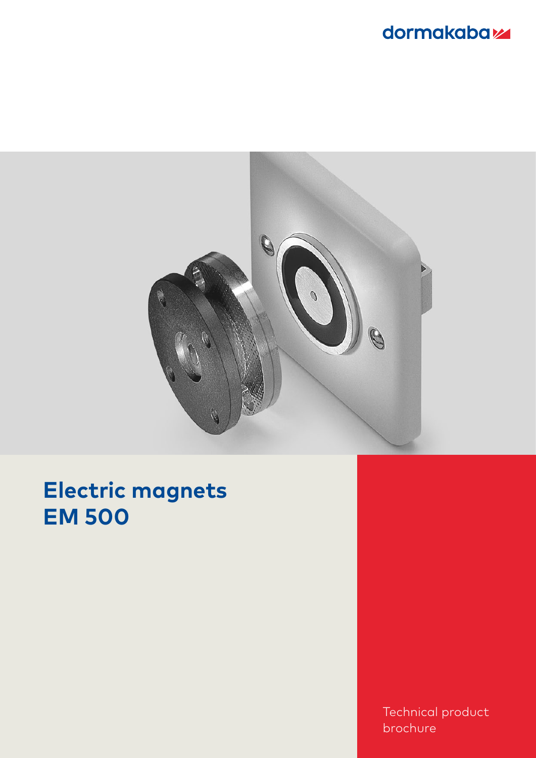dormakaba

# Electric magnets EM 500

Technical product brochure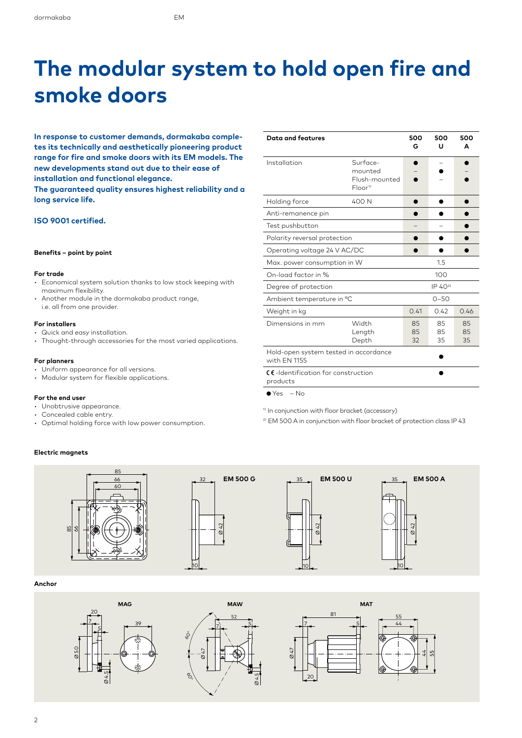# The modular system to hold open fire and smoke doors

**In response to customer demands, dormakaba completes its technically and aesthetically pioneering product range for fire and smoke doors with its EM models. The new developments stand out due to their ease of installation and functional elegance.**
**The guaranteed quality ensures highest reliability and a long service life.**

**ISO 9001 certified.**

#### Benefits – point by point

**For trade**

- Economical system solution thanks to low stock keeping with maximum flexibility.
- Another module in the dormakaba product range, i.e. all from one provider.

**For installers**

- Quick and easy installation.
- Thought-through accessories for the most varied applications.

**For planners**

- Uniform appearance for all versions.
- Modular system for flexible applications.

**For the end user**

- Unobtrusive appearance.
- Concealed cable entry.
- Optimal holding force with low power consumption.

| Data and features | | 500 G | 500 U | 500 A |
|---|---|---|---|---|
| Installation | Surface-mounted | ● | – | ● |
| | Flush-mounted | – | ● | – |
| | Floor[1] | ● | – | ● |
| Holding force | 400 N | ● | ● | ● |
| Anti-remanence pin | | ● | ● | ● |
| Test pushbutton | | – | – | ● |
| Polarity reversal protection | | ● | ● | ● |
| Operating voltage 24 V AC/DC | | ● | ● | ● |
| Max. power consumption in W | | | 1.5 | |
| On-load factor in % | | | 100 | |
| Degree of protection | | | IP 40[2] | |
| Ambient temperature in °C | | | 0–50 | |
| Weight in kg | | 0.41 | 0.42 | 0.46 |
| Dimensions in mm | Width | 85 | 85 | 85 |
| | Length | 85 | 85 | 85 |
| | Depth | 32 | 35 | 35 |
| Hold-open system tested in accordance with EN 1155 | | | ● | |
| CE-Identification for construction products | | | ● | |

● Yes – No

[1] In conjunction with floor bracket (accessory)

[2] EM 500 A in conjunction with floor bracket of protection class IP 43

#### Electric magnets

EM 500 G EM 500 U EM 500 A

#### Anchor

MAG MAW MAT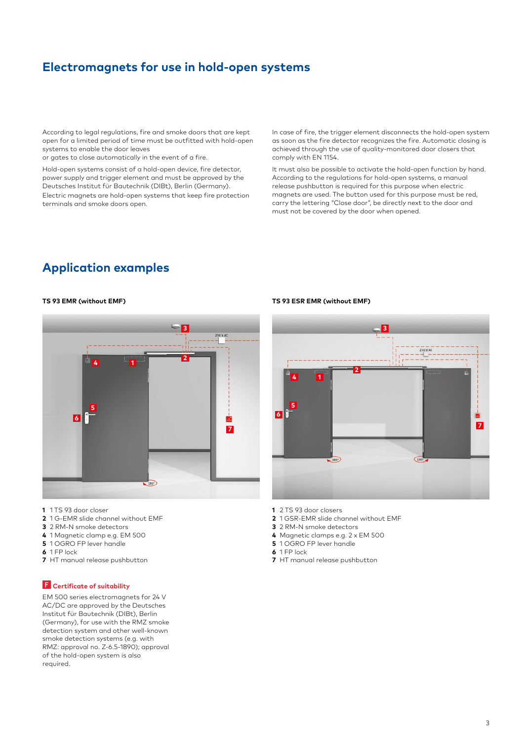# Electromagnets for use in hold-open systems

According to legal regulations, fire and smoke doors that are kept open for a limited period of time must be outfitted with hold-open systems to enable the door leaves
or gates to close automatically in the event of a fire.

Hold-open systems consist of a hold-open device, fire detector, power supply and trigger element and must be approved by the Deutsches Institut für Bautechnik (DIBt), Berlin (Germany). Electric magnets are hold-open systems that keep fire protection terminals and smoke doors open.

In case of fire, the trigger element disconnects the hold-open system as soon as the fire detector recognizes the fire. Automatic closing is achieved through the use of quality-monitored door closers that comply with EN 1154.

It must also be possible to activate the hold-open function by hand. According to the regulations for hold-open systems, a manual release pushbutton is required for this purpose when electric magnets are used. The button used for this purpose must be red, carry the lettering "Close door", be directly next to the door and must not be covered by the door when opened.

## Application examples

**TS 93 EMR (without EMF)**

1 1 TS 93 door closer
2 1 G-EMR slide channel without EMF
3 2 RM-N smoke detectors
4 1 Magnetic clamp e.g. EM 500
5 1 OGRO FP lever handle
6 1 FP lock
7 HT manual release pushbutton

**TS 93 ESR EMR (without EMF)**

1 2 TS 93 door closers
2 1 GSR-EMR slide channel without EMF
3 2 RM-N smoke detectors
4 Magnetic clamps e.g. 2 x EM 500
5 1 OGRO FP lever handle
6 1 FP lock
7 HT manual release pushbutton

**F Certificate of suitability**

EM 500 series electromagnets for 24 V AC/DC are approved by the Deutsches Institut für Bautechnik (DIBt), Berlin (Germany), for use with the RMZ smoke detection system and other well-known smoke detection systems (e.g. with RMZ: approval no. Z-6.5-1890); approval of the hold-open system is also required.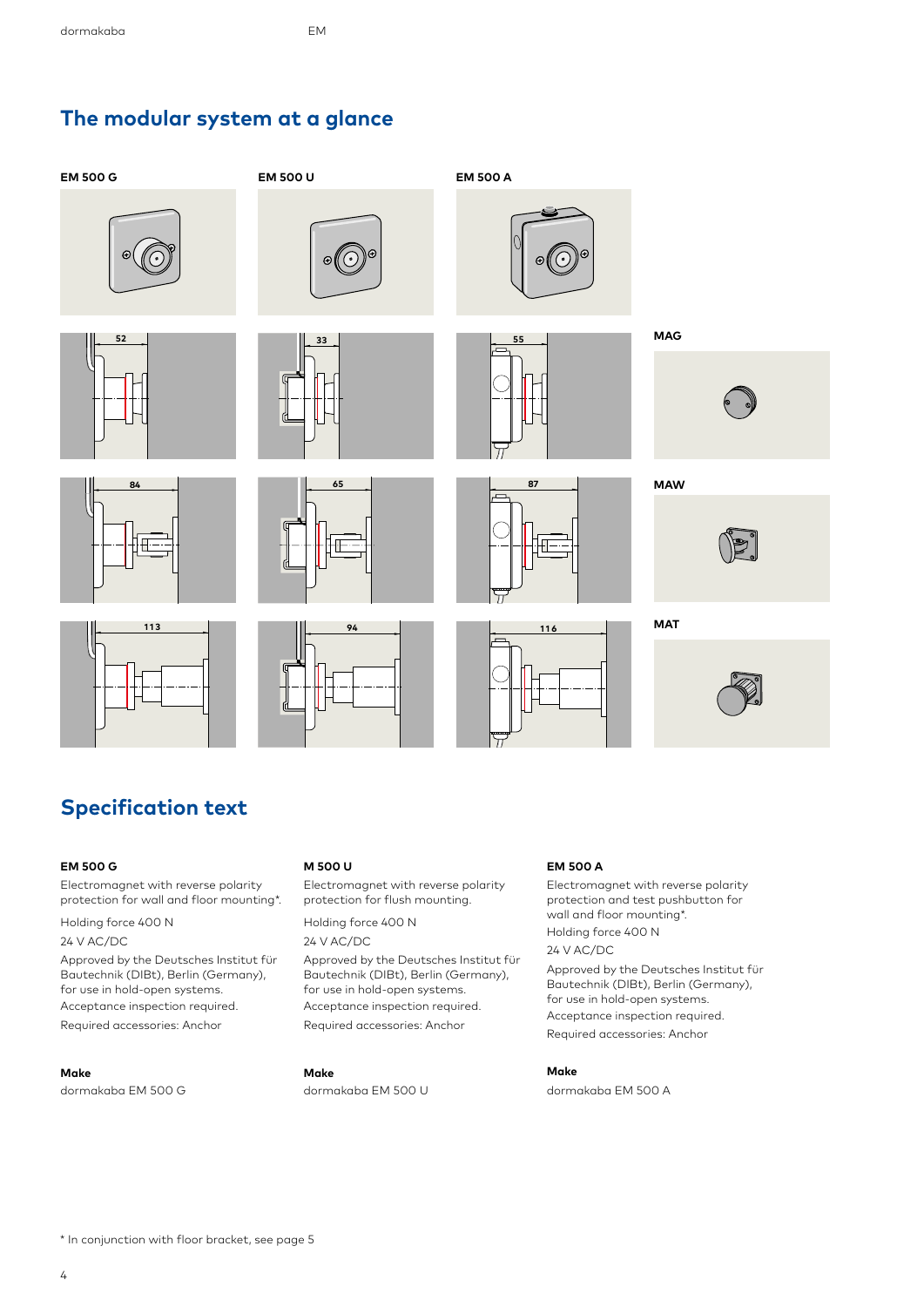## The modular system at a glance

**EM 500 G**

**EM 500 U**

**EM 500 A**

52

33

55

**MAG**

84

65

87

**MAW**

113

94

116

**MAT**

## Specification text

### EM 500 G

Electromagnet with reverse polarity protection for wall and floor mounting*.

Holding force 400 N

24 V AC/DC

Approved by the Deutsches Institut für Bautechnik (DIBt), Berlin (Germany), for use in hold-open systems.

Acceptance inspection required.

Required accessories: Anchor

**Make**

dormakaba EM 500 G

### M 500 U

Electromagnet with reverse polarity protection for flush mounting.

Holding force 400 N

24 V AC/DC

Approved by the Deutsches Institut für Bautechnik (DIBt), Berlin (Germany), for use in hold-open systems.

Acceptance inspection required.

Required accessories: Anchor

**Make**

dormakaba EM 500 U

### EM 500 A

Electromagnet with reverse polarity protection and test pushbutton for wall and floor mounting*.

Holding force 400 N

24 V AC/DC

Approved by the Deutsches Institut für Bautechnik (DIBt), Berlin (Germany), for use in hold-open systems.

Acceptance inspection required.

Required accessories: Anchor

**Make**

dormakaba EM 500 A

\* In conjunction with floor bracket, see page 5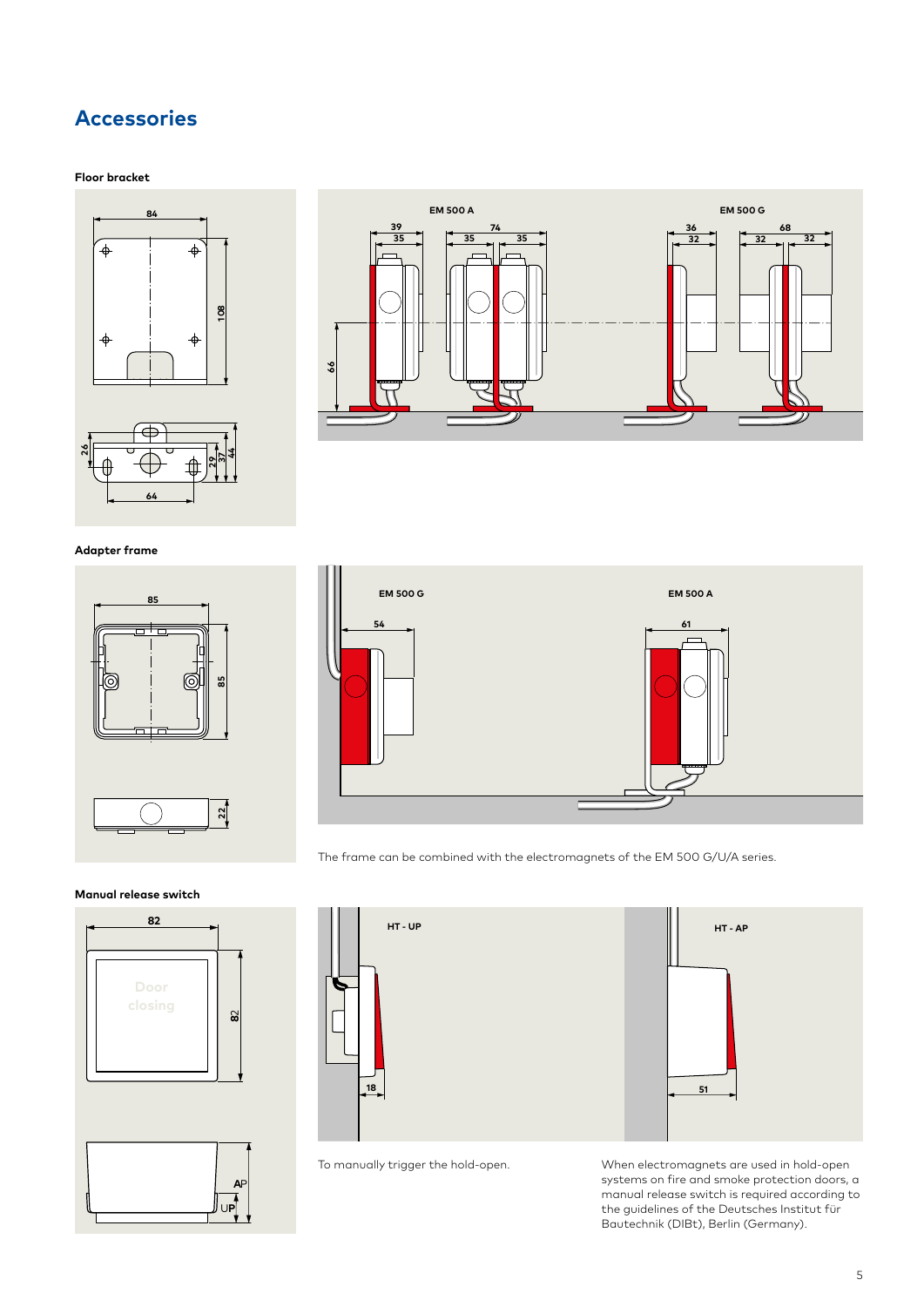# Accessories

### Floor bracket

### Adapter frame

The frame can be combined with the electromagnets of the EM 500 G/U/A series.

### Manual release switch

To manually trigger the hold-open.

When electromagnets are used in hold-open systems on fire and smoke protection doors, a manual release switch is required according to the guidelines of the Deutsches Institut für Bautechnik (DIBt), Berlin (Germany).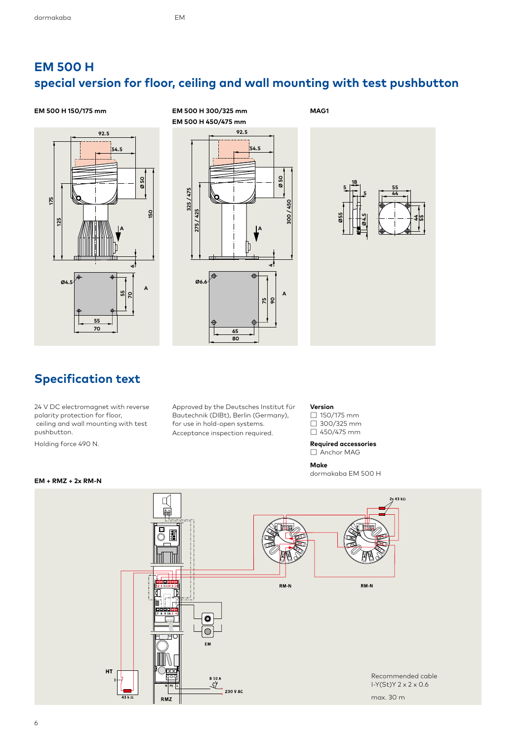# EM 500 H
## special version for floor, ceiling and wall mounting with test pushbutton

**EM 500 H 150/175 mm**

**EM 500 H 300/325 mm**
**EM 500 H 450/475 mm**

**MAG1**

## Specification text

24 V DC electromagnet with reverse polarity protection for floor, ceiling and wall mounting with test pushbutton.

Holding force 490 N.

Approved by the Deutsches Institut für Bautechnik (DIBt), Berlin (Germany), for use in hold-open systems. Acceptance inspection required.

**Version**
- ☐ 150/175 mm
- ☐ 300/325 mm
- ☐ 450/475 mm

**Required accessories**
- ☐ Anchor MAG

**Make**
dormakaba EM 500 H

**EM + RMZ + 2x RM-N**

Recommended cable
I-Y(St)Y 2 x 2 x 0.6

max. 30 m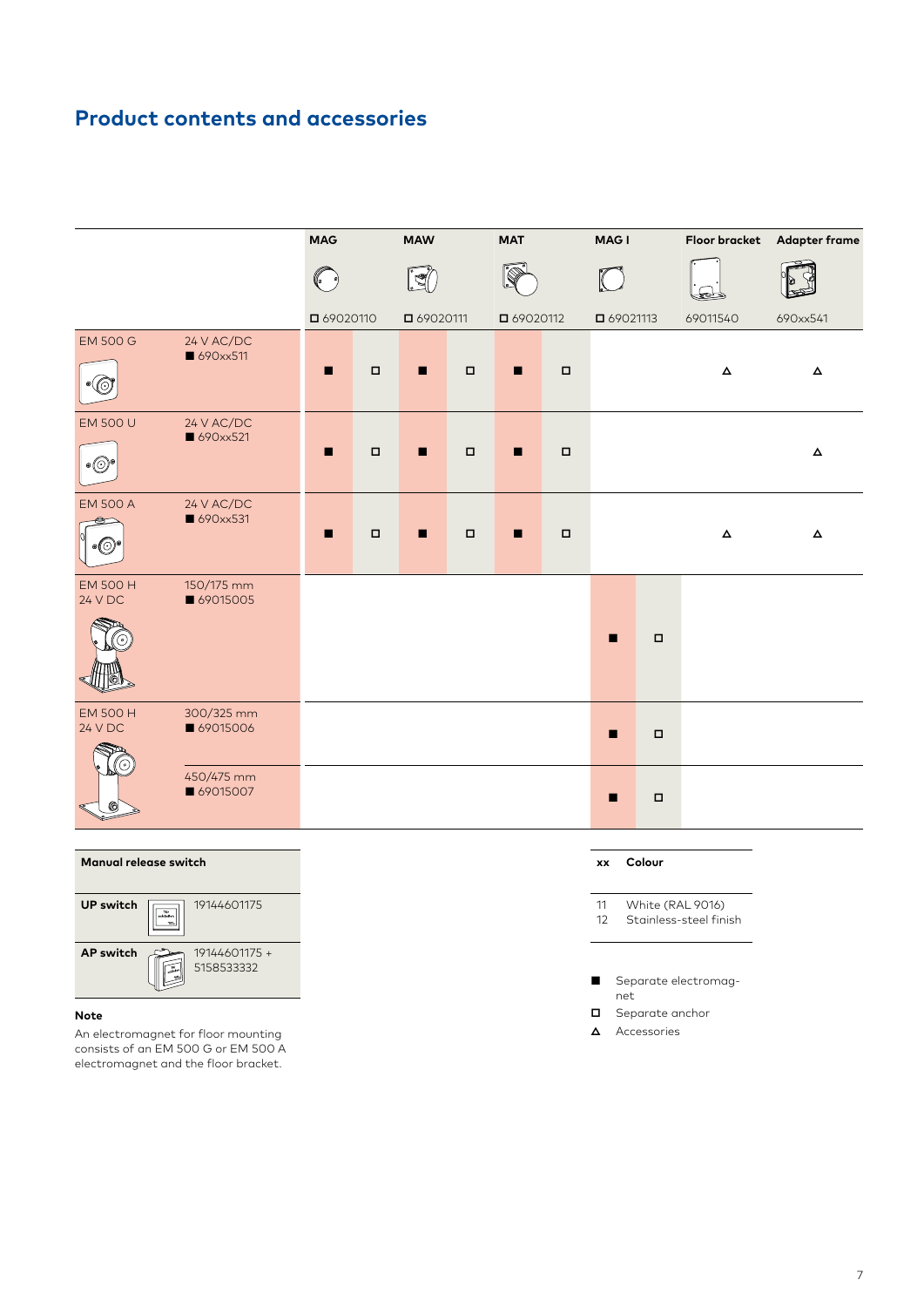# Product contents and accessories

| | | MAG | | MAW | | MAT | | MAG I | | Floor bracket | Adapter frame |
|---|---|---|---|---|---|---|---|---|---|---|---|
| | | □ 69020110 | | □ 69020111 | | □ 69020112 | | □ 69021113 | | 69011540 | 690xx541 |
| EM 500 G | 24 V AC/DC ■ 690xx511 | ■ | □ | ■ | □ | ■ | □ | | | △ | △ |
| EM 500 U | 24 V AC/DC ■ 690xx521 | ■ | □ | ■ | □ | ■ | □ | | | | △ |
| EM 500 A | 24 V AC/DC ■ 690xx531 | ■ | □ | ■ | □ | ■ | □ | | | △ | △ |
| EM 500 H 24 V DC | 150/175 mm ■ 69015005 | | | | | | | ■ | □ | | |
| EM 500 H 24 V DC | 300/325 mm ■ 69015006 | | | | | | | ■ | □ | | |
| | 450/475 mm ■ 69015007 | | | | | | | ■ | □ | | |

| Manual release switch | |
|---|---|
| UP switch | 19144601175 |
| AP switch | 19144601175 + 5158533332 |

**Note**

An electromagnet for floor mounting consists of an EM 500 G or EM 500 A electromagnet and the floor bracket.

| xx | Colour |
|---|---|
| 11 | White (RAL 9016) |
| 12 | Stainless-steel finish |

- ■ Separate electromagnet
- □ Separate anchor
- △ Accessories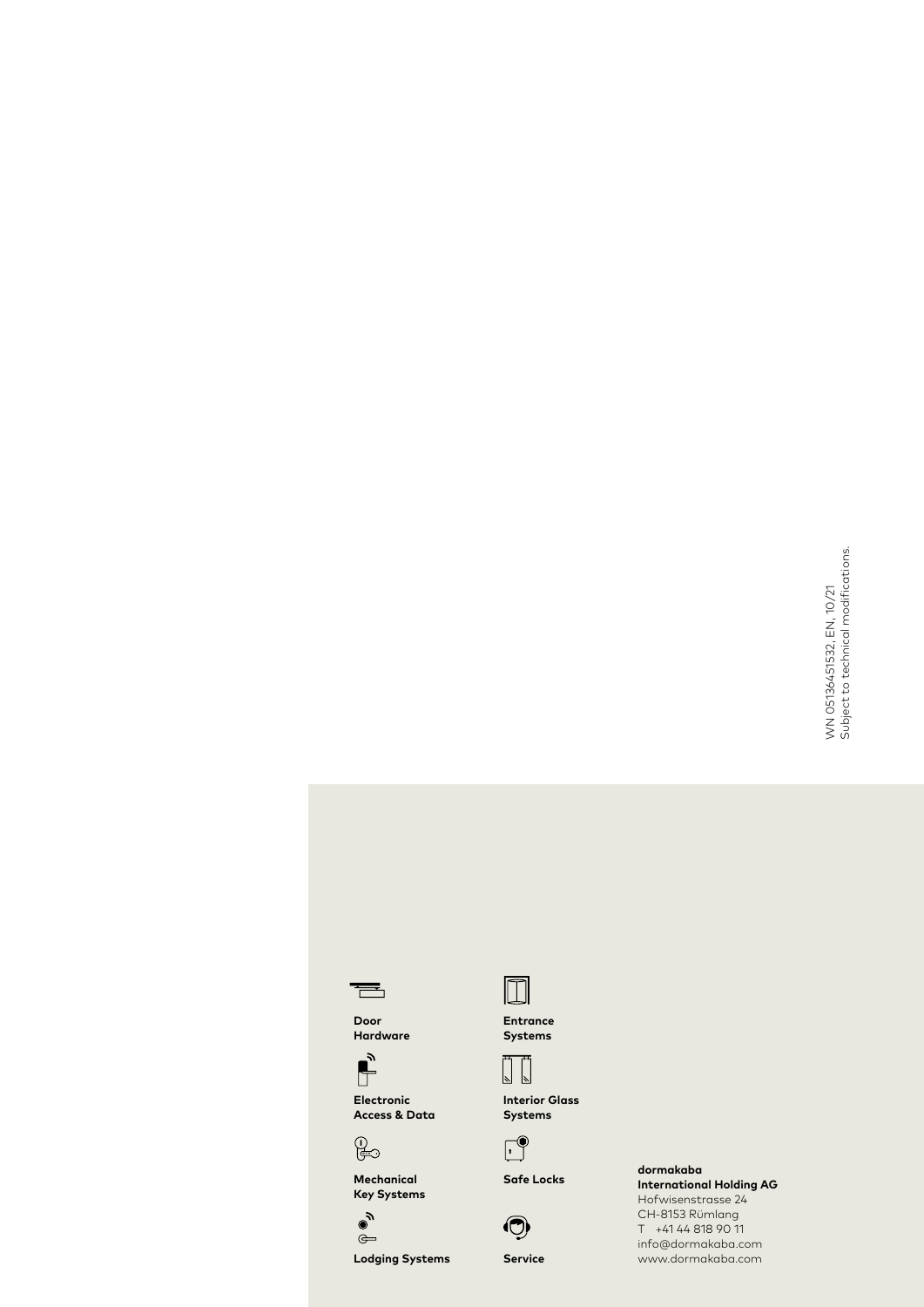WN 05136451532, EN, 10/21
Subject to technical modifications.

**Door Hardware**

**Entrance Systems**

**Electronic Access & Data**

**Interior Glass Systems**

**Mechanical Key Systems**

**Safe Locks**

**Lodging Systems**

**Service**

**dormakaba International Holding AG**
Hofwisenstrasse 24
CH-8153 Rümlang
T +41 44 818 90 11
info@dormakaba.com
www.dormakaba.com